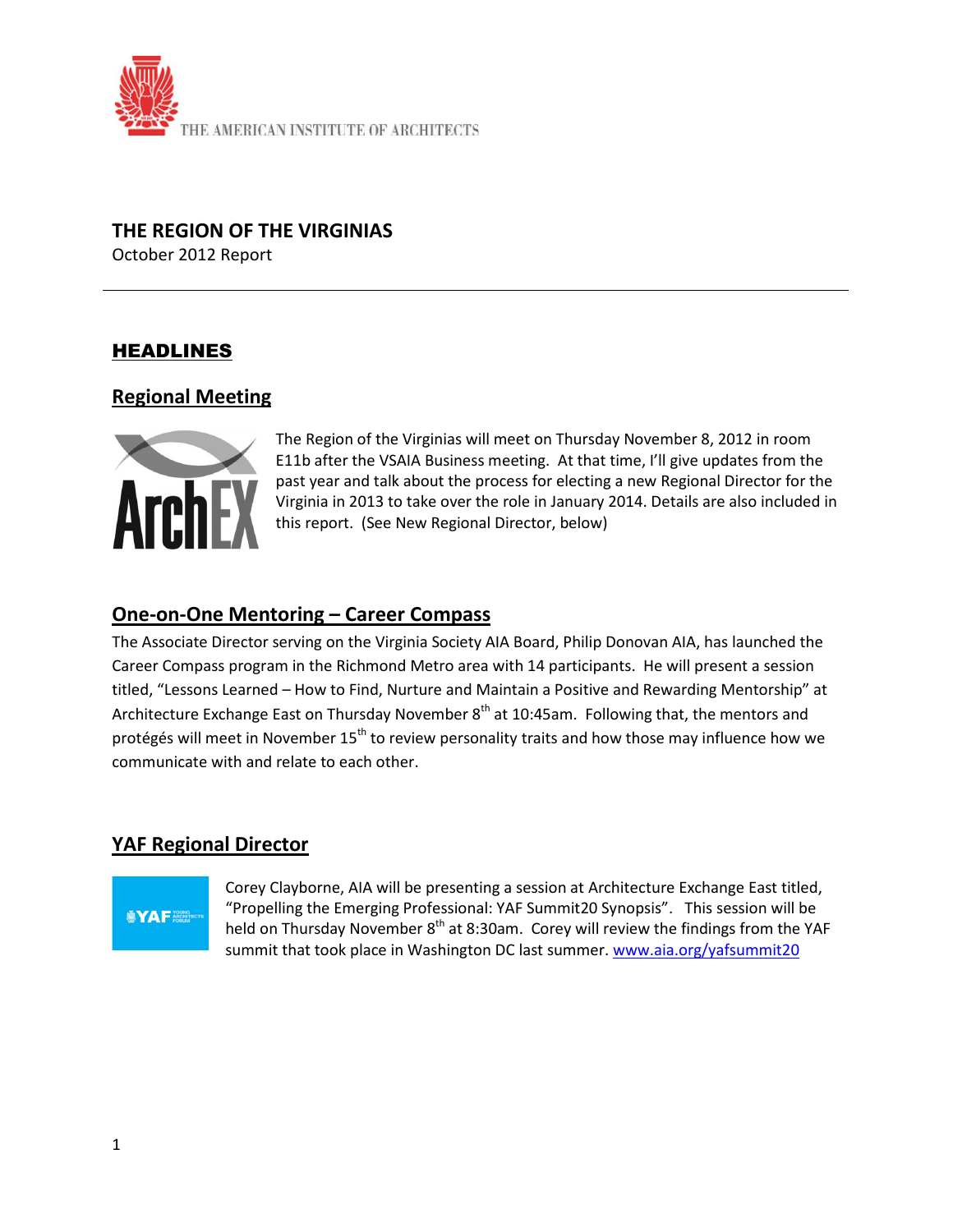THE AMERICAN INSTITUTE OF ARCHITECTS

# THE REGION OF THE VIRGINIAS

October 2012 Report

---

## HEADLINES

### Regional Meeting

The Region of the Virginias will meet on Thursday November 8, 2012 in room E11b after the VSAIA Business meeting. At that time, I'll give updates from the past year and talk about the process for electing a new Regional Director for the Virginia in 2013 to take over the role in January 2014. Details are also included in this report. (See New Regional Director, below)

### One-on-One Mentoring – Career Compass

The Associate Director serving on the Virginia Society AIA Board, Philip Donovan AIA, has launched the Career Compass program in the Richmond Metro area with 14 participants. He will present a session titled, "Lessons Learned – How to Find, Nurture and Maintain a Positive and Rewarding Mentorship" at Architecture Exchange East on Thursday November 8th at 10:45am. Following that, the mentors and protégés will meet in November 15th to review personality traits and how those may influence how we communicate with and relate to each other.

### YAF Regional Director

Corey Clayborne, AIA will be presenting a session at Architecture Exchange East titled, "Propelling the Emerging Professional: YAF Summit20 Synopsis". This session will be held on Thursday November 8th at 8:30am. Corey will review the findings from the YAF summit that took place in Washington DC last summer. www.aia.org/yafsummit20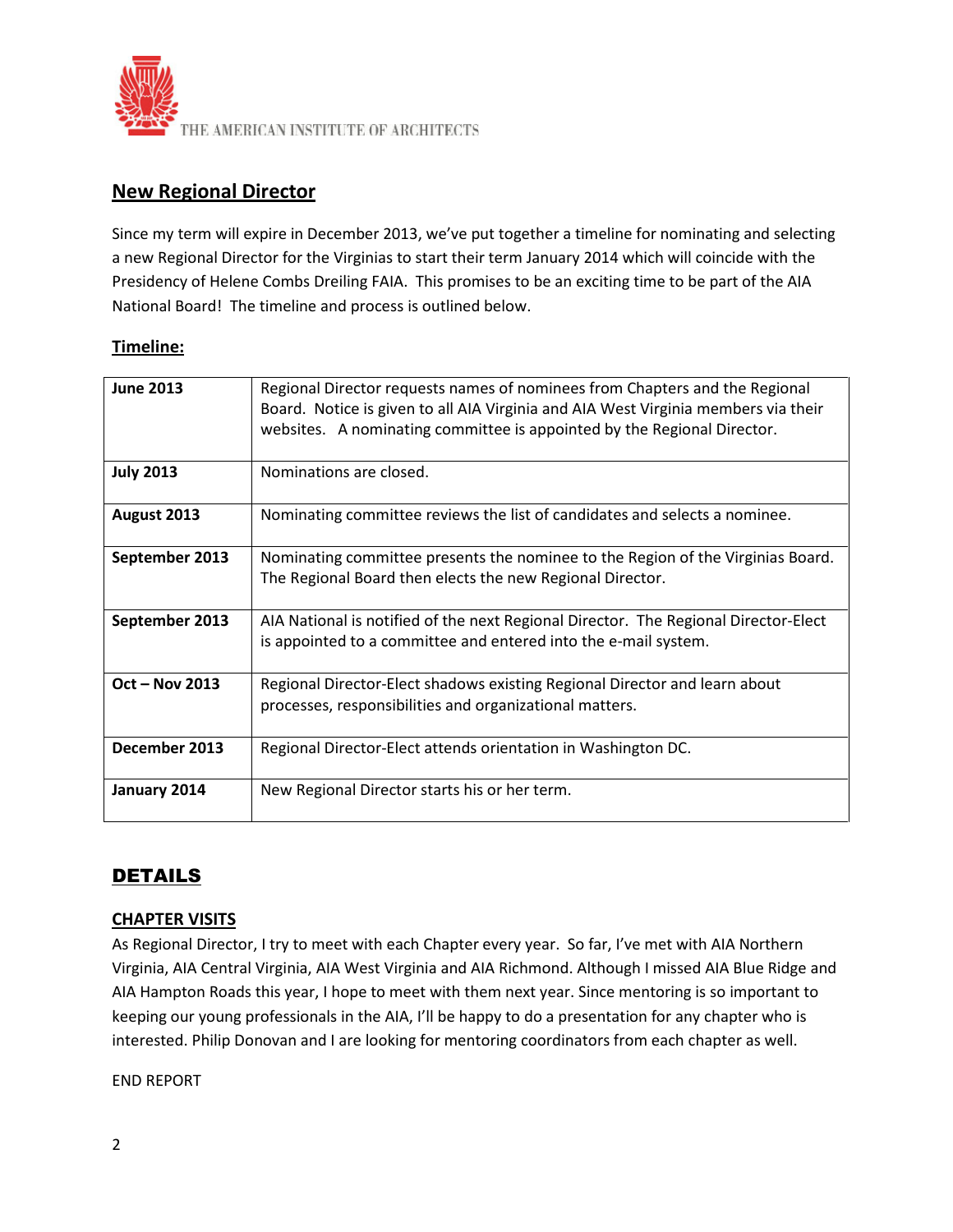THE AMERICAN INSTITUTE OF ARCHITECTS

## New Regional Director

Since my term will expire in December 2013, we've put together a timeline for nominating and selecting a new Regional Director for the Virginias to start their term January 2014 which will coincide with the Presidency of Helene Combs Dreiling FAIA. This promises to be an exciting time to be part of the AIA National Board! The timeline and process is outlined below.

### Timeline:

| | |
|---|---|
| **June 2013** | Regional Director requests names of nominees from Chapters and the Regional Board. Notice is given to all AIA Virginia and AIA West Virginia members via their websites. A nominating committee is appointed by the Regional Director. |
| **July 2013** | Nominations are closed. |
| **August 2013** | Nominating committee reviews the list of candidates and selects a nominee. |
| **September 2013** | Nominating committee presents the nominee to the Region of the Virginias Board. The Regional Board then elects the new Regional Director. |
| **September 2013** | AIA National is notified of the next Regional Director. The Regional Director-Elect is appointed to a committee and entered into the e-mail system. |
| **Oct – Nov 2013** | Regional Director-Elect shadows existing Regional Director and learn about processes, responsibilities and organizational matters. |
| **December 2013** | Regional Director-Elect attends orientation in Washington DC. |
| **January 2014** | New Regional Director starts his or her term. |

## DETAILS

### CHAPTER VISITS

As Regional Director, I try to meet with each Chapter every year. So far, I've met with AIA Northern Virginia, AIA Central Virginia, AIA West Virginia and AIA Richmond. Although I missed AIA Blue Ridge and AIA Hampton Roads this year, I hope to meet with them next year. Since mentoring is so important to keeping our young professionals in the AIA, I'll be happy to do a presentation for any chapter who is interested. Philip Donovan and I are looking for mentoring coordinators from each chapter as well.

END REPORT